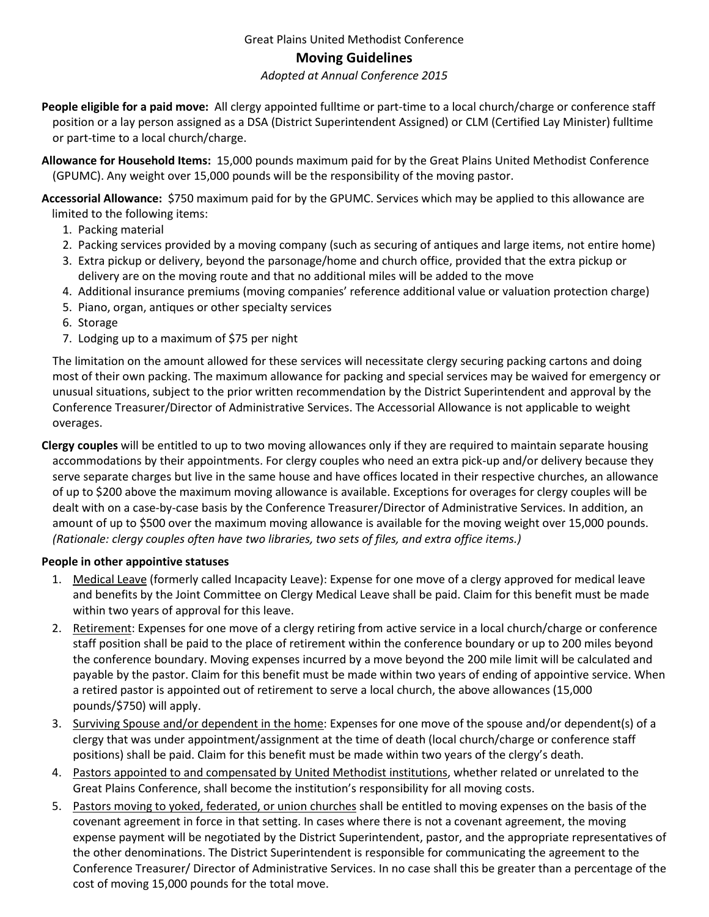Great Plains United Methodist Conference

# Moving Guidelines

*Adopted at Annual Conference 2015*

**People eligible for a paid move:** All clergy appointed fulltime or part-time to a local church/charge or conference staff position or a lay person assigned as a DSA (District Superintendent Assigned) or CLM (Certified Lay Minister) fulltime or part-time to a local church/charge.

**Allowance for Household Items:** 15,000 pounds maximum paid for by the Great Plains United Methodist Conference (GPUMC). Any weight over 15,000 pounds will be the responsibility of the moving pastor.

**Accessorial Allowance:** $750 maximum paid for by the GPUMC. Services which may be applied to this allowance are limited to the following items:

1. Packing material
2. Packing services provided by a moving company (such as securing of antiques and large items, not entire home)
3. Extra pickup or delivery, beyond the parsonage/home and church office, provided that the extra pickup or delivery are on the moving route and that no additional miles will be added to the move
4. Additional insurance premiums (moving companies' reference additional value or valuation protection charge)
5. Piano, organ, antiques or other specialty services
6. Storage
7. Lodging up to a maximum of $75 per night

The limitation on the amount allowed for these services will necessitate clergy securing packing cartons and doing most of their own packing. The maximum allowance for packing and special services may be waived for emergency or unusual situations, subject to the prior written recommendation by the District Superintendent and approval by the Conference Treasurer/Director of Administrative Services. The Accessorial Allowance is not applicable to weight overages.

**Clergy couples** will be entitled to up to two moving allowances only if they are required to maintain separate housing accommodations by their appointments. For clergy couples who need an extra pick-up and/or delivery because they serve separate charges but live in the same house and have offices located in their respective churches, an allowance of up to $200 above the maximum moving allowance is available. Exceptions for overages for clergy couples will be dealt with on a case-by-case basis by the Conference Treasurer/Director of Administrative Services. In addition, an amount of up to $500 over the maximum moving allowance is available for the moving weight over 15,000 pounds. *(Rationale: clergy couples often have two libraries, two sets of files, and extra office items.)*

**People in other appointive statuses**

1. Medical Leave (formerly called Incapacity Leave): Expense for one move of a clergy approved for medical leave and benefits by the Joint Committee on Clergy Medical Leave shall be paid. Claim for this benefit must be made within two years of approval for this leave.
2. Retirement: Expenses for one move of a clergy retiring from active service in a local church/charge or conference staff position shall be paid to the place of retirement within the conference boundary or up to 200 miles beyond the conference boundary. Moving expenses incurred by a move beyond the 200 mile limit will be calculated and payable by the pastor. Claim for this benefit must be made within two years of ending of appointive service. When a retired pastor is appointed out of retirement to serve a local church, the above allowances (15,000 pounds/$750) will apply.
3. Surviving Spouse and/or dependent in the home: Expenses for one move of the spouse and/or dependent(s) of a clergy that was under appointment/assignment at the time of death (local church/charge or conference staff positions) shall be paid. Claim for this benefit must be made within two years of the clergy's death.
4. Pastors appointed to and compensated by United Methodist institutions, whether related or unrelated to the Great Plains Conference, shall become the institution's responsibility for all moving costs.
5. Pastors moving to yoked, federated, or union churches shall be entitled to moving expenses on the basis of the covenant agreement in force in that setting. In cases where there is not a covenant agreement, the moving expense payment will be negotiated by the District Superintendent, pastor, and the appropriate representatives of the other denominations. The District Superintendent is responsible for communicating the agreement to the Conference Treasurer/ Director of Administrative Services. In no case shall this be greater than a percentage of the cost of moving 15,000 pounds for the total move.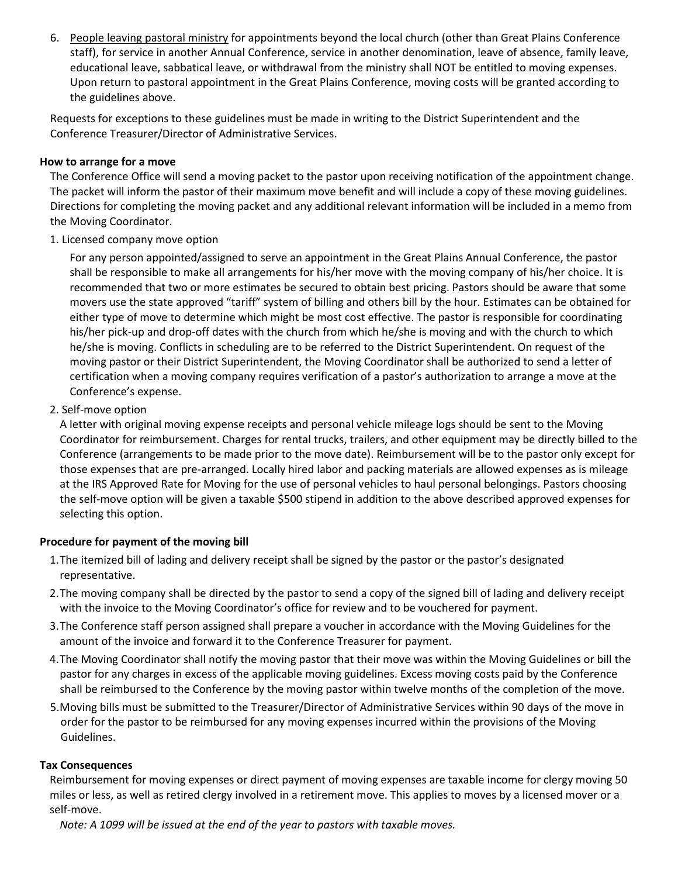6. People leaving pastoral ministry for appointments beyond the local church (other than Great Plains Conference staff), for service in another Annual Conference, service in another denomination, leave of absence, family leave, educational leave, sabbatical leave, or withdrawal from the ministry shall NOT be entitled to moving expenses. Upon return to pastoral appointment in the Great Plains Conference, moving costs will be granted according to the guidelines above.

Requests for exceptions to these guidelines must be made in writing to the District Superintendent and the Conference Treasurer/Director of Administrative Services.

**How to arrange for a move**

The Conference Office will send a moving packet to the pastor upon receiving notification of the appointment change. The packet will inform the pastor of their maximum move benefit and will include a copy of these moving guidelines. Directions for completing the moving packet and any additional relevant information will be included in a memo from the Moving Coordinator.

1. Licensed company move option

   For any person appointed/assigned to serve an appointment in the Great Plains Annual Conference, the pastor shall be responsible to make all arrangements for his/her move with the moving company of his/her choice. It is recommended that two or more estimates be secured to obtain best pricing. Pastors should be aware that some movers use the state approved "tariff" system of billing and others bill by the hour. Estimates can be obtained for either type of move to determine which might be most cost effective. The pastor is responsible for coordinating his/her pick-up and drop-off dates with the church from which he/she is moving and with the church to which he/she is moving. Conflicts in scheduling are to be referred to the District Superintendent. On request of the moving pastor or their District Superintendent, the Moving Coordinator shall be authorized to send a letter of certification when a moving company requires verification of a pastor's authorization to arrange a move at the Conference's expense.

2. Self-move option

   A letter with original moving expense receipts and personal vehicle mileage logs should be sent to the Moving Coordinator for reimbursement. Charges for rental trucks, trailers, and other equipment may be directly billed to the Conference (arrangements to be made prior to the move date). Reimbursement will be to the pastor only except for those expenses that are pre-arranged. Locally hired labor and packing materials are allowed expenses as is mileage at the IRS Approved Rate for Moving for the use of personal vehicles to haul personal belongings. Pastors choosing the self-move option will be given a taxable $500 stipend in addition to the above described approved expenses for selecting this option.

**Procedure for payment of the moving bill**

1. The itemized bill of lading and delivery receipt shall be signed by the pastor or the pastor's designated representative.
2. The moving company shall be directed by the pastor to send a copy of the signed bill of lading and delivery receipt with the invoice to the Moving Coordinator's office for review and to be vouchered for payment.
3. The Conference staff person assigned shall prepare a voucher in accordance with the Moving Guidelines for the amount of the invoice and forward it to the Conference Treasurer for payment.
4. The Moving Coordinator shall notify the moving pastor that their move was within the Moving Guidelines or bill the pastor for any charges in excess of the applicable moving guidelines. Excess moving costs paid by the Conference shall be reimbursed to the Conference by the moving pastor within twelve months of the completion of the move.
5. Moving bills must be submitted to the Treasurer/Director of Administrative Services within 90 days of the move in order for the pastor to be reimbursed for any moving expenses incurred within the provisions of the Moving Guidelines.

**Tax Consequences**

Reimbursement for moving expenses or direct payment of moving expenses are taxable income for clergy moving 50 miles or less, as well as retired clergy involved in a retirement move. This applies to moves by a licensed mover or a self-move.

*Note: A 1099 will be issued at the end of the year to pastors with taxable moves.*